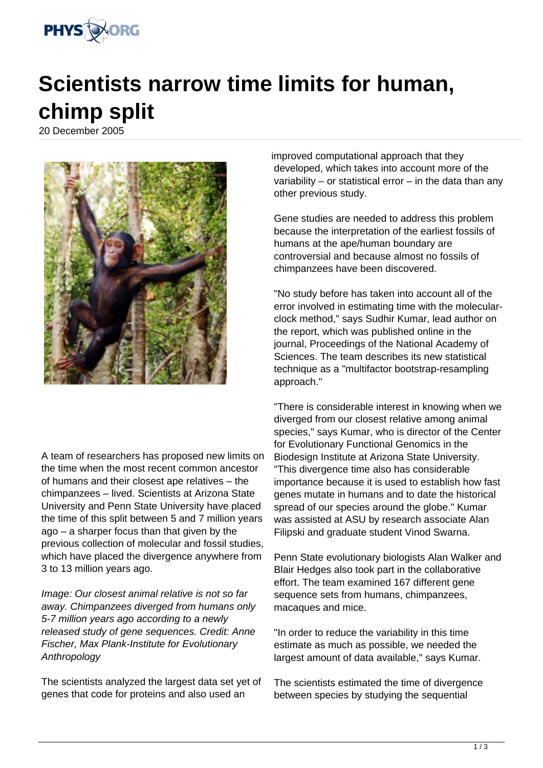# Scientists narrow time limits for human, chimp split

20 December 2005

A team of researchers has proposed new limits on the time when the most recent common ancestor of humans and their closest ape relatives – the chimpanzees – lived. Scientists at Arizona State University and Penn State University have placed the time of this split between 5 and 7 million years ago – a sharper focus than that given by the previous collection of molecular and fossil studies, which have placed the divergence anywhere from 3 to 13 million years ago.

*Image: Our closest animal relative is not so far away. Chimpanzees diverged from humans only 5-7 million years ago according to a newly released study of gene sequences. Credit: Anne Fischer, Max Plank-Institute for Evolutionary Anthropology*

The scientists analyzed the largest data set yet of genes that code for proteins and also used an improved computational approach that they developed, which takes into account more of the variability – or statistical error – in the data than any other previous study.

Gene studies are needed to address this problem because the interpretation of the earliest fossils of humans at the ape/human boundary are controversial and because almost no fossils of chimpanzees have been discovered.

"No study before has taken into account all of the error involved in estimating time with the molecular-clock method," says Sudhir Kumar, lead author on the report, which was published online in the journal, Proceedings of the National Academy of Sciences. The team describes its new statistical technique as a "multifactor bootstrap-resampling approach."

"There is considerable interest in knowing when we diverged from our closest relative among animal species," says Kumar, who is director of the Center for Evolutionary Functional Genomics in the Biodesign Institute at Arizona State University. "This divergence time also has considerable importance because it is used to establish how fast genes mutate in humans and to date the historical spread of our species around the globe." Kumar was assisted at ASU by research associate Alan Filipski and graduate student Vinod Swarna.

Penn State evolutionary biologists Alan Walker and Blair Hedges also took part in the collaborative effort. The team examined 167 different gene sequence sets from humans, chimpanzees, macaques and mice.

"In order to reduce the variability in this time estimate as much as possible, we needed the largest amount of data available," says Kumar.

The scientists estimated the time of divergence between species by studying the sequential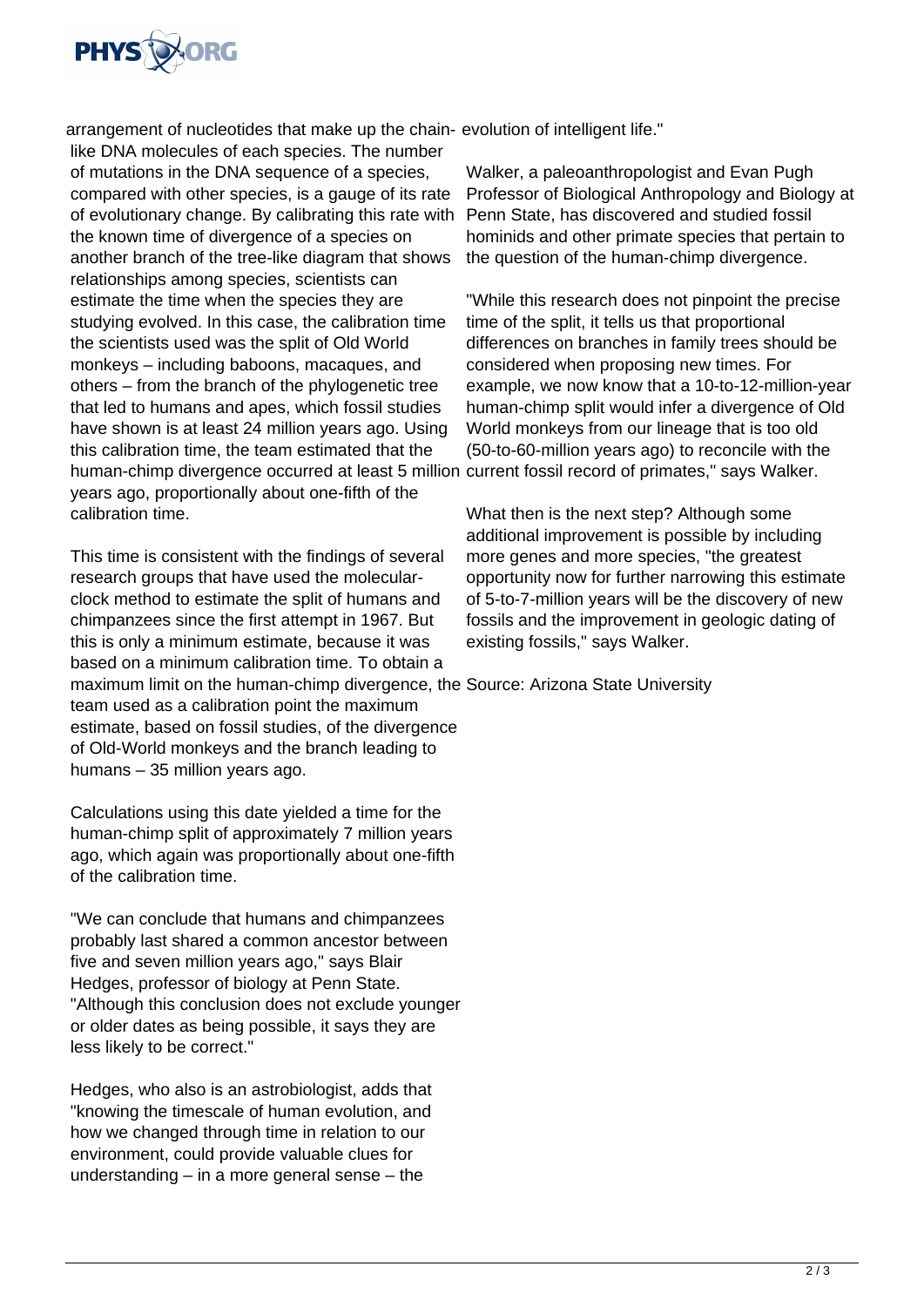arrangement of nucleotides that make up the chain-like DNA molecules of each species. The number of mutations in the DNA sequence of a species, compared with other species, is a gauge of its rate of evolutionary change. By calibrating this rate with the known time of divergence of a species on another branch of the tree-like diagram that shows relationships among species, scientists can estimate the time when the species they are studying evolved. In this case, the calibration time the scientists used was the split of Old World monkeys – including baboons, macaques, and others – from the branch of the phylogenetic tree that led to humans and apes, which fossil studies have shown is at least 24 million years ago. Using this calibration time, the team estimated that the human-chimp divergence occurred at least 5 million years ago, proportionally about one-fifth of the calibration time.

This time is consistent with the findings of several research groups that have used the molecular-clock method to estimate the split of humans and chimpanzees since the first attempt in 1967. But this is only a minimum estimate, because it was based on a minimum calibration time. To obtain a maximum limit on the human-chimp divergence, the team used as a calibration point the maximum estimate, based on fossil studies, of the divergence of Old-World monkeys and the branch leading to humans – 35 million years ago.

Calculations using this date yielded a time for the human-chimp split of approximately 7 million years ago, which again was proportionally about one-fifth of the calibration time.

"We can conclude that humans and chimpanzees probably last shared a common ancestor between five and seven million years ago," says Blair Hedges, professor of biology at Penn State. "Although this conclusion does not exclude younger or older dates as being possible, it says they are less likely to be correct."

Hedges, who also is an astrobiologist, adds that "knowing the timescale of human evolution, and how we changed through time in relation to our environment, could provide valuable clues for understanding – in a more general sense – the evolution of intelligent life."

Walker, a paleoanthropologist and Evan Pugh Professor of Biological Anthropology and Biology at Penn State, has discovered and studied fossil hominids and other primate species that pertain to the question of the human-chimp divergence.

"While this research does not pinpoint the precise time of the split, it tells us that proportional differences on branches in family trees should be considered when proposing new times. For example, we now know that a 10-to-12-million-year human-chimp split would infer a divergence of Old World monkeys from our lineage that is too old (50-to-60-million years ago) to reconcile with the current fossil record of primates," says Walker.

What then is the next step? Although some additional improvement is possible by including more genes and more species, "the greatest opportunity now for further narrowing this estimate of 5-to-7-million years will be the discovery of new fossils and the improvement in geologic dating of existing fossils," says Walker.

Source: Arizona State University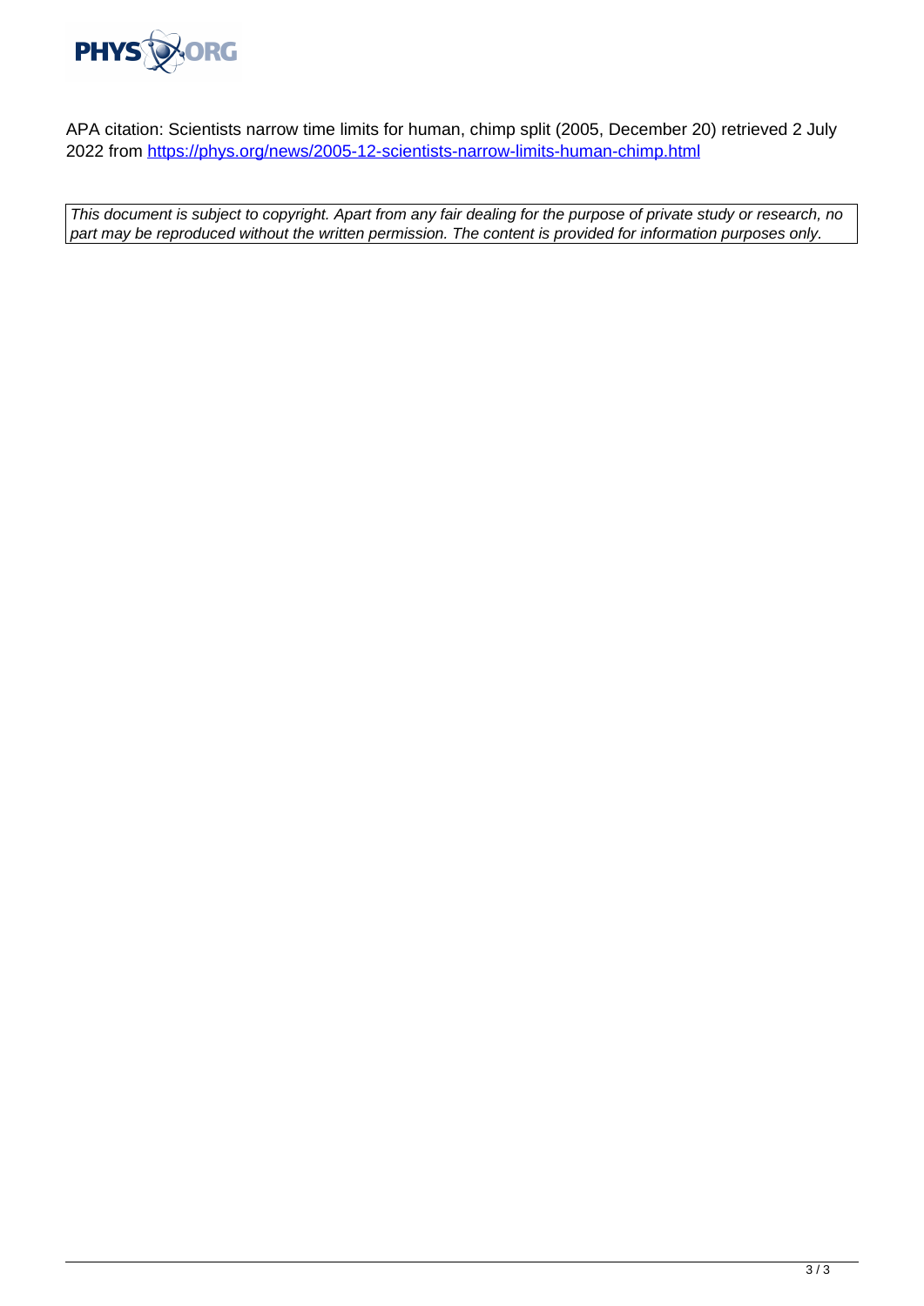APA citation: Scientists narrow time limits for human, chimp split (2005, December 20) retrieved 2 July 2022 from https://phys.org/news/2005-12-scientists-narrow-limits-human-chimp.html

*This document is subject to copyright. Apart from any fair dealing for the purpose of private study or research, no part may be reproduced without the written permission. The content is provided for information purposes only.*